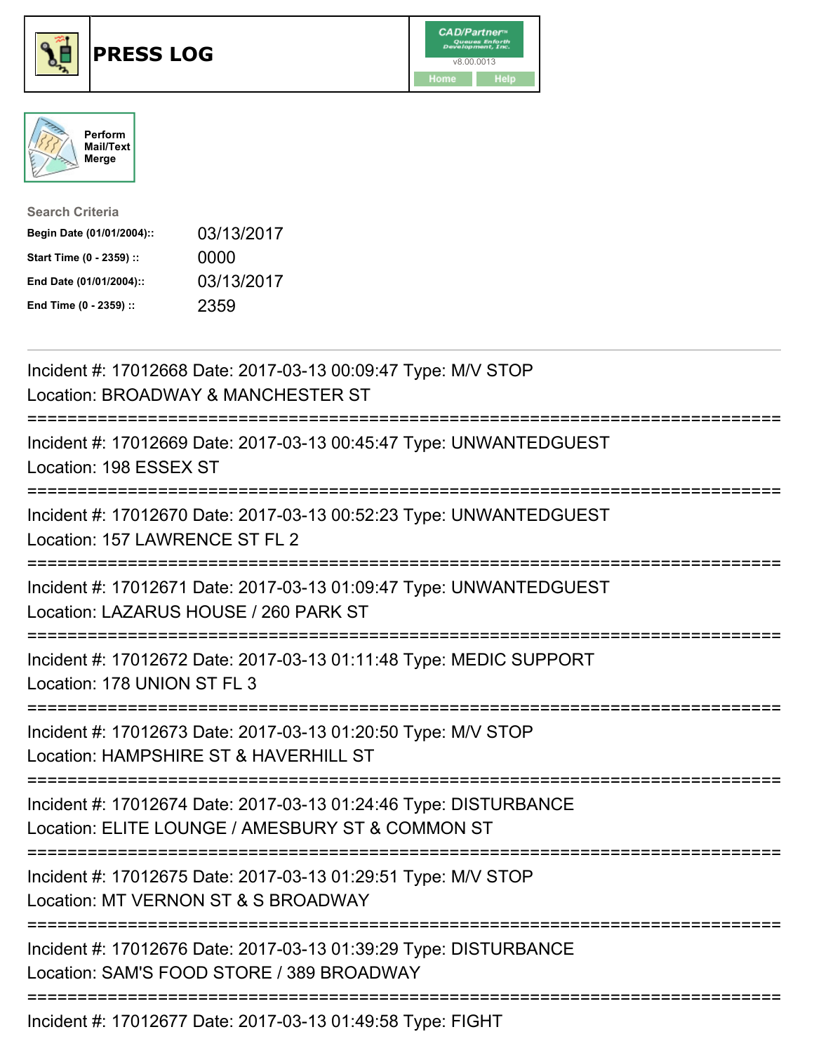# PRESS LOG

Perform Mail/Text Merge

**Search Criteria**

| | |
|---|---|
| **Begin Date (01/01/2004)::** | 03/13/2017 |
| **Start Time (0 - 2359) ::** | 0000 |
| **End Date (01/01/2004)::** | 03/13/2017 |
| **End Time (0 - 2359) ::** | 2359 |

Incident #: 17012668 Date: 2017-03-13 00:09:47 Type: M/V STOP
Location: BROADWAY & MANCHESTER ST

===========================================================================

Incident #: 17012669 Date: 2017-03-13 00:45:47 Type: UNWANTEDGUEST
Location: 198 ESSEX ST

===========================================================================

Incident #: 17012670 Date: 2017-03-13 00:52:23 Type: UNWANTEDGUEST
Location: 157 LAWRENCE ST FL 2

===========================================================================

Incident #: 17012671 Date: 2017-03-13 01:09:47 Type: UNWANTEDGUEST
Location: LAZARUS HOUSE / 260 PARK ST

===========================================================================

Incident #: 17012672 Date: 2017-03-13 01:11:48 Type: MEDIC SUPPORT
Location: 178 UNION ST FL 3

===========================================================================

Incident #: 17012673 Date: 2017-03-13 01:20:50 Type: M/V STOP
Location: HAMPSHIRE ST & HAVERHILL ST

===========================================================================

Incident #: 17012674 Date: 2017-03-13 01:24:46 Type: DISTURBANCE
Location: ELITE LOUNGE / AMESBURY ST & COMMON ST

===========================================================================

Incident #: 17012675 Date: 2017-03-13 01:29:51 Type: M/V STOP
Location: MT VERNON ST & S BROADWAY

===========================================================================

Incident #: 17012676 Date: 2017-03-13 01:39:29 Type: DISTURBANCE
Location: SAM'S FOOD STORE / 389 BROADWAY

===========================================================================

Incident #: 17012677 Date: 2017-03-13 01:49:58 Type: FIGHT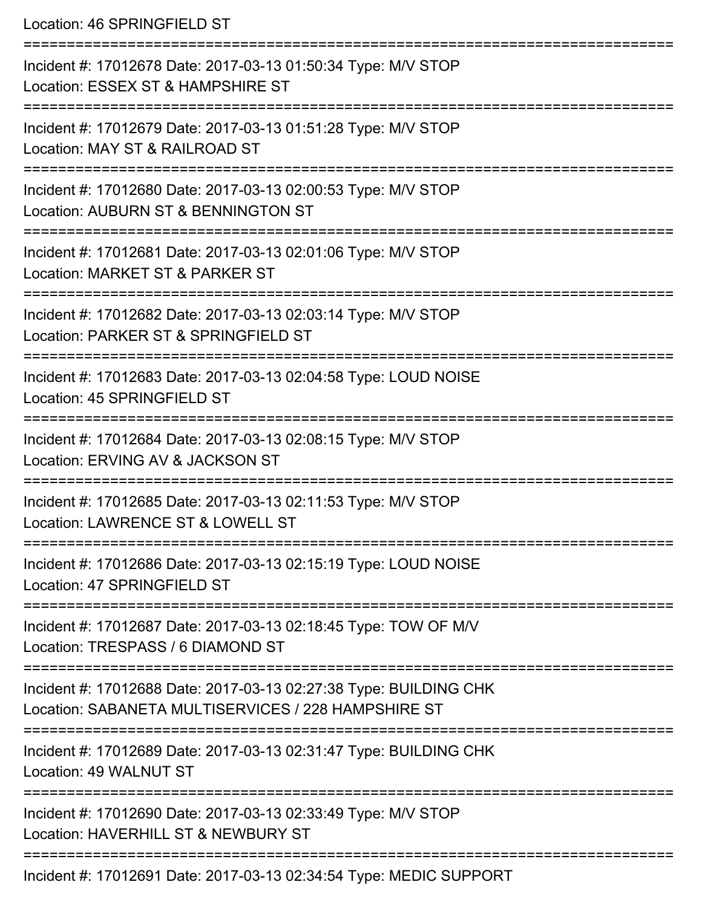Location: 46 SPRINGFIELD ST

===========================================================================

Incident #: 17012678 Date: 2017-03-13 01:50:34 Type: M/V STOP
Location: ESSEX ST & HAMPSHIRE ST

===========================================================================

Incident #: 17012679 Date: 2017-03-13 01:51:28 Type: M/V STOP
Location: MAY ST & RAILROAD ST

===========================================================================

Incident #: 17012680 Date: 2017-03-13 02:00:53 Type: M/V STOP
Location: AUBURN ST & BENNINGTON ST

===========================================================================

Incident #: 17012681 Date: 2017-03-13 02:01:06 Type: M/V STOP
Location: MARKET ST & PARKER ST

===========================================================================

Incident #: 17012682 Date: 2017-03-13 02:03:14 Type: M/V STOP
Location: PARKER ST & SPRINGFIELD ST

===========================================================================

Incident #: 17012683 Date: 2017-03-13 02:04:58 Type: LOUD NOISE
Location: 45 SPRINGFIELD ST

===========================================================================

Incident #: 17012684 Date: 2017-03-13 02:08:15 Type: M/V STOP
Location: ERVING AV & JACKSON ST

===========================================================================

Incident #: 17012685 Date: 2017-03-13 02:11:53 Type: M/V STOP
Location: LAWRENCE ST & LOWELL ST

===========================================================================

Incident #: 17012686 Date: 2017-03-13 02:15:19 Type: LOUD NOISE
Location: 47 SPRINGFIELD ST

===========================================================================

Incident #: 17012687 Date: 2017-03-13 02:18:45 Type: TOW OF M/V
Location: TRESPASS / 6 DIAMOND ST

===========================================================================

Incident #: 17012688 Date: 2017-03-13 02:27:38 Type: BUILDING CHK
Location: SABANETA MULTISERVICES / 228 HAMPSHIRE ST

===========================================================================

Incident #: 17012689 Date: 2017-03-13 02:31:47 Type: BUILDING CHK
Location: 49 WALNUT ST

===========================================================================

Incident #: 17012690 Date: 2017-03-13 02:33:49 Type: M/V STOP
Location: HAVERHILL ST & NEWBURY ST

===========================================================================

Incident #: 17012691 Date: 2017-03-13 02:34:54 Type: MEDIC SUPPORT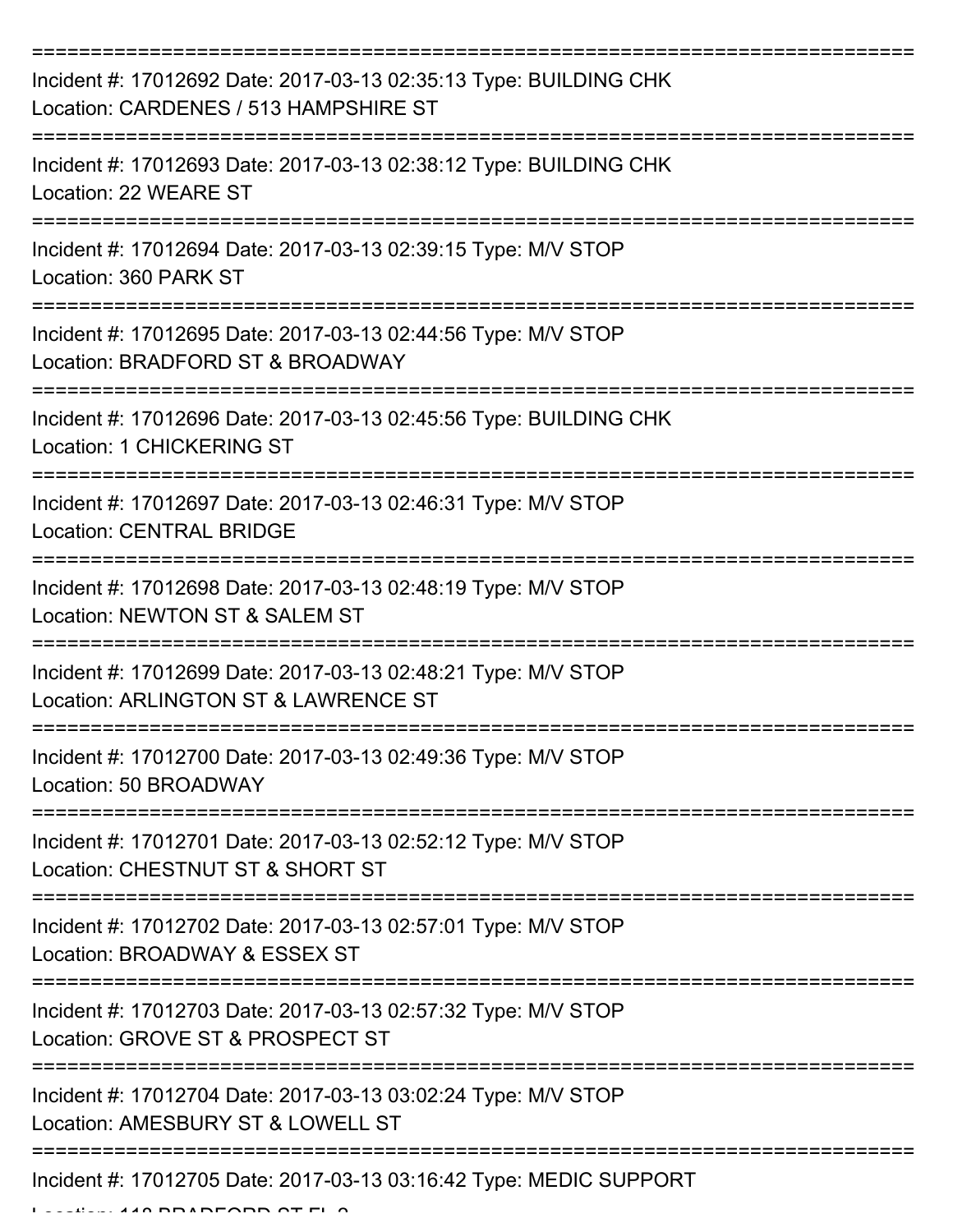Incident #: 17012692 Date: 2017-03-13 02:35:13 Type: BUILDING CHK
Location: CARDENES / 513 HAMPSHIRE ST

Incident #: 17012693 Date: 2017-03-13 02:38:12 Type: BUILDING CHK
Location: 22 WEARE ST

Incident #: 17012694 Date: 2017-03-13 02:39:15 Type: M/V STOP
Location: 360 PARK ST

Incident #: 17012695 Date: 2017-03-13 02:44:56 Type: M/V STOP
Location: BRADFORD ST & BROADWAY

Incident #: 17012696 Date: 2017-03-13 02:45:56 Type: BUILDING CHK
Location: 1 CHICKERING ST

Incident #: 17012697 Date: 2017-03-13 02:46:31 Type: M/V STOP
Location: CENTRAL BRIDGE

Incident #: 17012698 Date: 2017-03-13 02:48:19 Type: M/V STOP
Location: NEWTON ST & SALEM ST

Incident #: 17012699 Date: 2017-03-13 02:48:21 Type: M/V STOP
Location: ARLINGTON ST & LAWRENCE ST

Incident #: 17012700 Date: 2017-03-13 02:49:36 Type: M/V STOP
Location: 50 BROADWAY

Incident #: 17012701 Date: 2017-03-13 02:52:12 Type: M/V STOP
Location: CHESTNUT ST & SHORT ST

Incident #: 17012702 Date: 2017-03-13 02:57:01 Type: M/V STOP
Location: BROADWAY & ESSEX ST

Incident #: 17012703 Date: 2017-03-13 02:57:32 Type: M/V STOP
Location: GROVE ST & PROSPECT ST

Incident #: 17012704 Date: 2017-03-13 03:02:24 Type: M/V STOP
Location: AMESBURY ST & LOWELL ST

Incident #: 17012705 Date: 2017-03-13 03:16:42 Type: MEDIC SUPPORT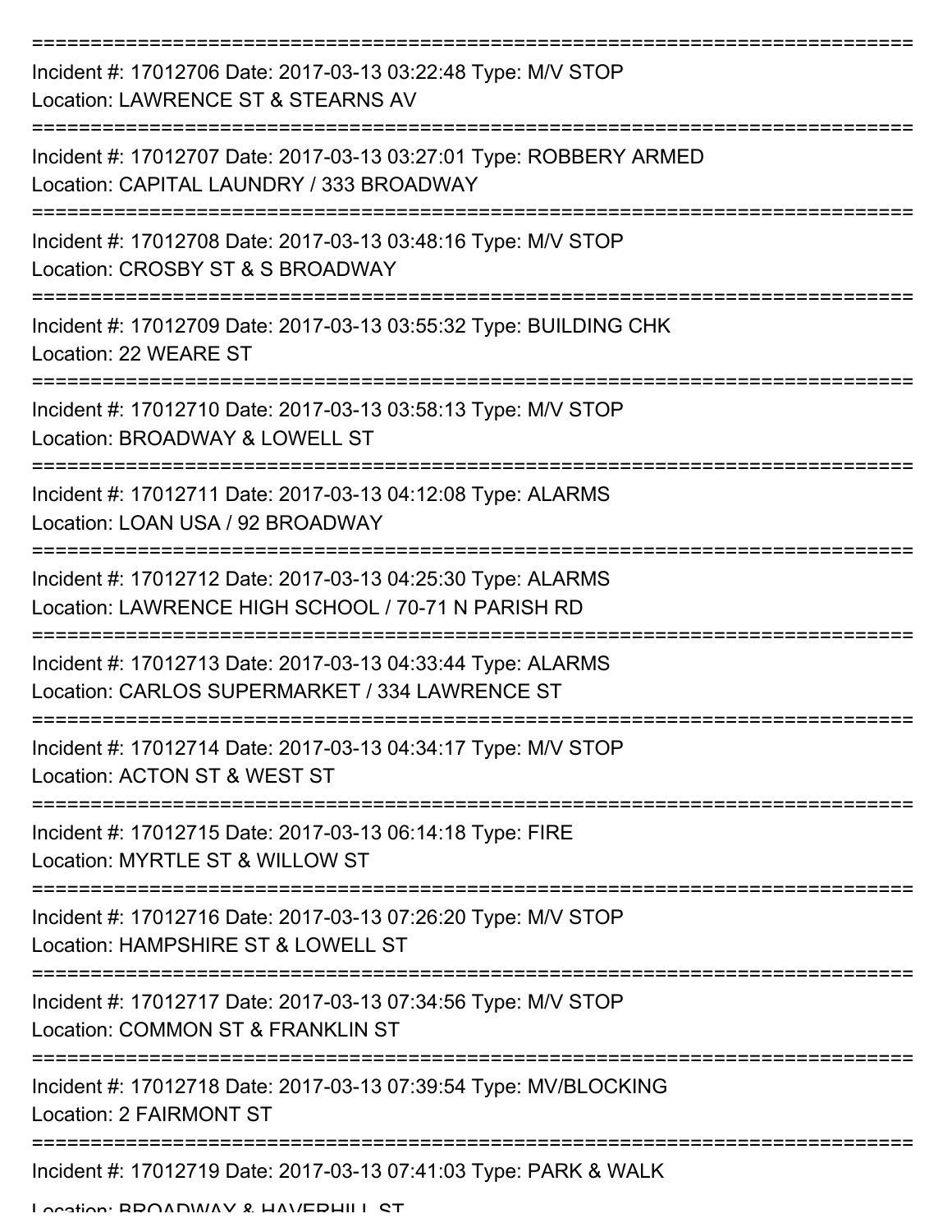===========================================================================

Incident #: 17012706 Date: 2017-03-13 03:22:48 Type: M/V STOP
Location: LAWRENCE ST & STEARNS AV

===========================================================================

Incident #: 17012707 Date: 2017-03-13 03:27:01 Type: ROBBERY ARMED
Location: CAPITAL LAUNDRY / 333 BROADWAY

===========================================================================

Incident #: 17012708 Date: 2017-03-13 03:48:16 Type: M/V STOP
Location: CROSBY ST & S BROADWAY

===========================================================================

Incident #: 17012709 Date: 2017-03-13 03:55:32 Type: BUILDING CHK
Location: 22 WEARE ST

===========================================================================

Incident #: 17012710 Date: 2017-03-13 03:58:13 Type: M/V STOP
Location: BROADWAY & LOWELL ST

===========================================================================

Incident #: 17012711 Date: 2017-03-13 04:12:08 Type: ALARMS
Location: LOAN USA / 92 BROADWAY

===========================================================================

Incident #: 17012712 Date: 2017-03-13 04:25:30 Type: ALARMS
Location: LAWRENCE HIGH SCHOOL / 70-71 N PARISH RD

===========================================================================

Incident #: 17012713 Date: 2017-03-13 04:33:44 Type: ALARMS
Location: CARLOS SUPERMARKET / 334 LAWRENCE ST

===========================================================================

Incident #: 17012714 Date: 2017-03-13 04:34:17 Type: M/V STOP
Location: ACTON ST & WEST ST

===========================================================================

Incident #: 17012715 Date: 2017-03-13 06:14:18 Type: FIRE
Location: MYRTLE ST & WILLOW ST

===========================================================================

Incident #: 17012716 Date: 2017-03-13 07:26:20 Type: M/V STOP
Location: HAMPSHIRE ST & LOWELL ST

===========================================================================

Incident #: 17012717 Date: 2017-03-13 07:34:56 Type: M/V STOP
Location: COMMON ST & FRANKLIN ST

===========================================================================

Incident #: 17012718 Date: 2017-03-13 07:39:54 Type: MV/BLOCKING
Location: 2 FAIRMONT ST

===========================================================================

Incident #: 17012719 Date: 2017-03-13 07:41:03 Type: PARK & WALK
Location: BROADWAY & HAVERHILL ST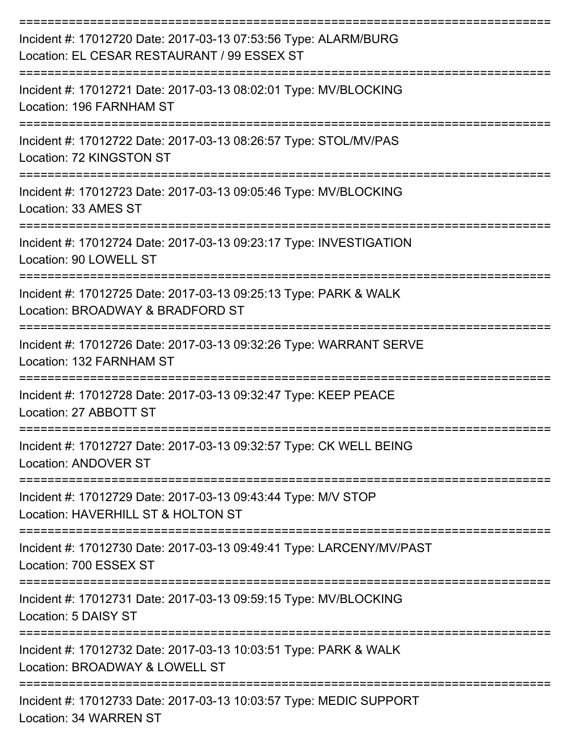===========================================================================

Incident #: 17012720 Date: 2017-03-13 07:53:56 Type: ALARM/BURG
Location: EL CESAR RESTAURANT / 99 ESSEX ST

===========================================================================

Incident #: 17012721 Date: 2017-03-13 08:02:01 Type: MV/BLOCKING
Location: 196 FARNHAM ST

===========================================================================

Incident #: 17012722 Date: 2017-03-13 08:26:57 Type: STOL/MV/PAS
Location: 72 KINGSTON ST

===========================================================================

Incident #: 17012723 Date: 2017-03-13 09:05:46 Type: MV/BLOCKING
Location: 33 AMES ST

===========================================================================

Incident #: 17012724 Date: 2017-03-13 09:23:17 Type: INVESTIGATION
Location: 90 LOWELL ST

===========================================================================

Incident #: 17012725 Date: 2017-03-13 09:25:13 Type: PARK & WALK
Location: BROADWAY & BRADFORD ST

===========================================================================

Incident #: 17012726 Date: 2017-03-13 09:32:26 Type: WARRANT SERVE
Location: 132 FARNHAM ST

===========================================================================

Incident #: 17012728 Date: 2017-03-13 09:32:47 Type: KEEP PEACE
Location: 27 ABBOTT ST

===========================================================================

Incident #: 17012727 Date: 2017-03-13 09:32:57 Type: CK WELL BEING
Location: ANDOVER ST

===========================================================================

Incident #: 17012729 Date: 2017-03-13 09:43:44 Type: M/V STOP
Location: HAVERHILL ST & HOLTON ST

===========================================================================

Incident #: 17012730 Date: 2017-03-13 09:49:41 Type: LARCENY/MV/PAST
Location: 700 ESSEX ST

===========================================================================

Incident #: 17012731 Date: 2017-03-13 09:59:15 Type: MV/BLOCKING
Location: 5 DAISY ST

===========================================================================

Incident #: 17012732 Date: 2017-03-13 10:03:51 Type: PARK & WALK
Location: BROADWAY & LOWELL ST

===========================================================================

Incident #: 17012733 Date: 2017-03-13 10:03:57 Type: MEDIC SUPPORT
Location: 34 WARREN ST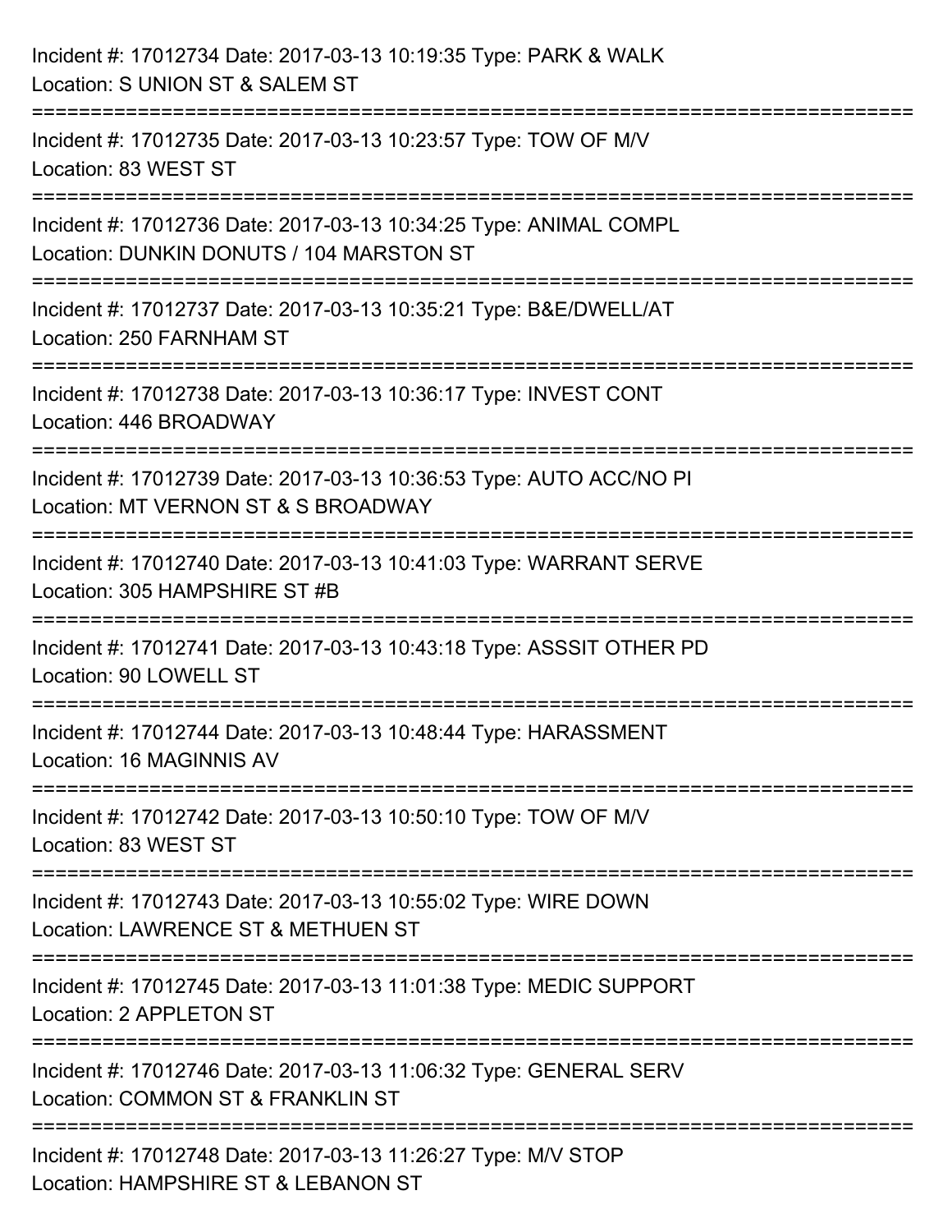Incident #: 17012734 Date: 2017-03-13 10:19:35 Type: PARK & WALK
Location: S UNION ST & SALEM ST

===========================================================================

Incident #: 17012735 Date: 2017-03-13 10:23:57 Type: TOW OF M/V
Location: 83 WEST ST

===========================================================================

Incident #: 17012736 Date: 2017-03-13 10:34:25 Type: ANIMAL COMPL
Location: DUNKIN DONUTS / 104 MARSTON ST

===========================================================================

Incident #: 17012737 Date: 2017-03-13 10:35:21 Type: B&E/DWELL/AT
Location: 250 FARNHAM ST

===========================================================================

Incident #: 17012738 Date: 2017-03-13 10:36:17 Type: INVEST CONT
Location: 446 BROADWAY

===========================================================================

Incident #: 17012739 Date: 2017-03-13 10:36:53 Type: AUTO ACC/NO PI
Location: MT VERNON ST & S BROADWAY

===========================================================================

Incident #: 17012740 Date: 2017-03-13 10:41:03 Type: WARRANT SERVE
Location: 305 HAMPSHIRE ST #B

===========================================================================

Incident #: 17012741 Date: 2017-03-13 10:43:18 Type: ASSSIT OTHER PD
Location: 90 LOWELL ST

===========================================================================

Incident #: 17012744 Date: 2017-03-13 10:48:44 Type: HARASSMENT
Location: 16 MAGINNIS AV

===========================================================================

Incident #: 17012742 Date: 2017-03-13 10:50:10 Type: TOW OF M/V
Location: 83 WEST ST

===========================================================================

Incident #: 17012743 Date: 2017-03-13 10:55:02 Type: WIRE DOWN
Location: LAWRENCE ST & METHUEN ST

===========================================================================

Incident #: 17012745 Date: 2017-03-13 11:01:38 Type: MEDIC SUPPORT
Location: 2 APPLETON ST

===========================================================================

Incident #: 17012746 Date: 2017-03-13 11:06:32 Type: GENERAL SERV
Location: COMMON ST & FRANKLIN ST

===========================================================================

Incident #: 17012748 Date: 2017-03-13 11:26:27 Type: M/V STOP
Location: HAMPSHIRE ST & LEBANON ST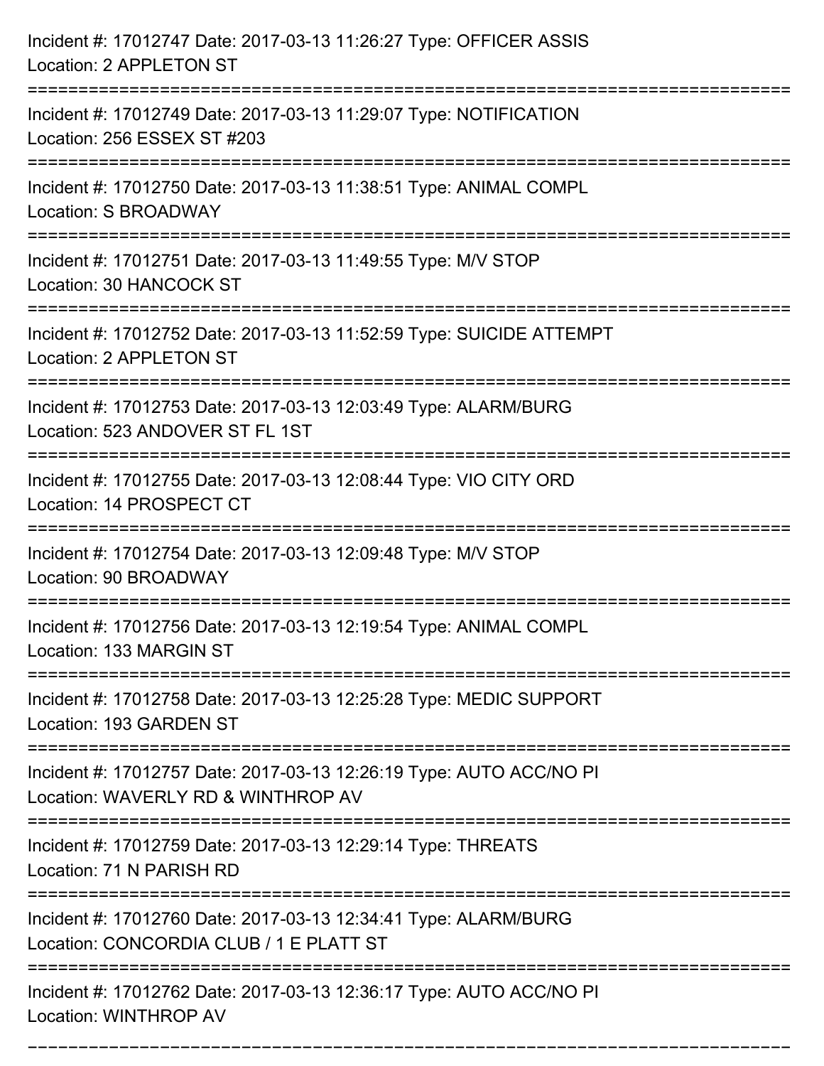Incident #: 17012747 Date: 2017-03-13 11:26:27 Type: OFFICER ASSIS
Location: 2 APPLETON ST

===========================================================================

Incident #: 17012749 Date: 2017-03-13 11:29:07 Type: NOTIFICATION
Location: 256 ESSEX ST #203

===========================================================================

Incident #: 17012750 Date: 2017-03-13 11:38:51 Type: ANIMAL COMPL
Location: S BROADWAY

===========================================================================

Incident #: 17012751 Date: 2017-03-13 11:49:55 Type: M/V STOP
Location: 30 HANCOCK ST

===========================================================================

Incident #: 17012752 Date: 2017-03-13 11:52:59 Type: SUICIDE ATTEMPT
Location: 2 APPLETON ST

===========================================================================

Incident #: 17012753 Date: 2017-03-13 12:03:49 Type: ALARM/BURG
Location: 523 ANDOVER ST FL 1ST

===========================================================================

Incident #: 17012755 Date: 2017-03-13 12:08:44 Type: VIO CITY ORD
Location: 14 PROSPECT CT

===========================================================================

Incident #: 17012754 Date: 2017-03-13 12:09:48 Type: M/V STOP
Location: 90 BROADWAY

===========================================================================

Incident #: 17012756 Date: 2017-03-13 12:19:54 Type: ANIMAL COMPL
Location: 133 MARGIN ST

===========================================================================

Incident #: 17012758 Date: 2017-03-13 12:25:28 Type: MEDIC SUPPORT
Location: 193 GARDEN ST

===========================================================================

Incident #: 17012757 Date: 2017-03-13 12:26:19 Type: AUTO ACC/NO PI
Location: WAVERLY RD & WINTHROP AV

===========================================================================

Incident #: 17012759 Date: 2017-03-13 12:29:14 Type: THREATS
Location: 71 N PARISH RD

===========================================================================

Incident #: 17012760 Date: 2017-03-13 12:34:41 Type: ALARM/BURG
Location: CONCORDIA CLUB / 1 E PLATT ST

===========================================================================

Incident #: 17012762 Date: 2017-03-13 12:36:17 Type: AUTO ACC/NO PI
Location: WINTHROP AV

===========================================================================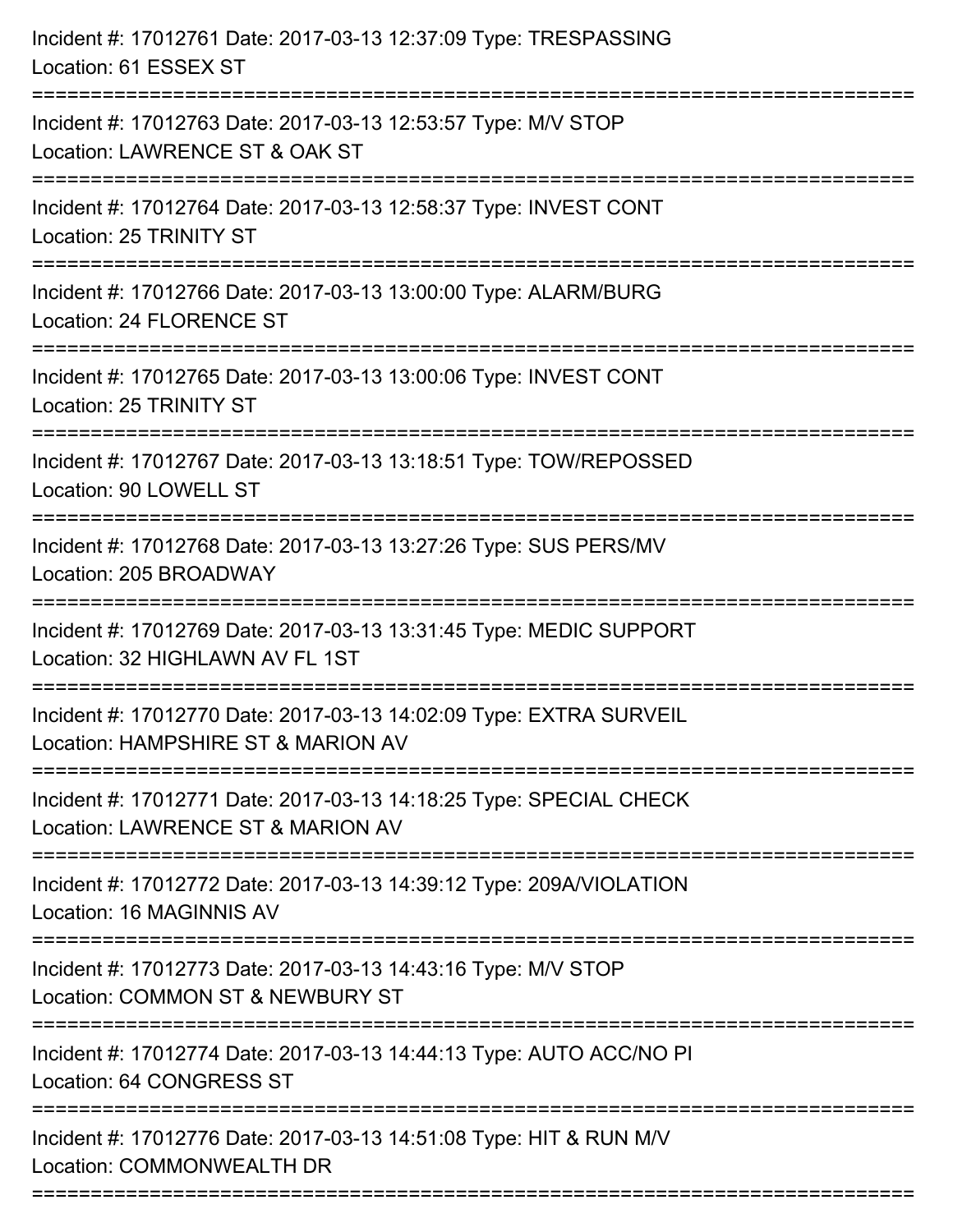Incident #: 17012761 Date: 2017-03-13 12:37:09 Type: TRESPASSING
Location: 61 ESSEX ST

===========================================================================

Incident #: 17012763 Date: 2017-03-13 12:53:57 Type: M/V STOP
Location: LAWRENCE ST & OAK ST

===========================================================================

Incident #: 17012764 Date: 2017-03-13 12:58:37 Type: INVEST CONT
Location: 25 TRINITY ST

===========================================================================

Incident #: 17012766 Date: 2017-03-13 13:00:00 Type: ALARM/BURG
Location: 24 FLORENCE ST

===========================================================================

Incident #: 17012765 Date: 2017-03-13 13:00:06 Type: INVEST CONT
Location: 25 TRINITY ST

===========================================================================

Incident #: 17012767 Date: 2017-03-13 13:18:51 Type: TOW/REPOSSED
Location: 90 LOWELL ST

===========================================================================

Incident #: 17012768 Date: 2017-03-13 13:27:26 Type: SUS PERS/MV
Location: 205 BROADWAY

===========================================================================

Incident #: 17012769 Date: 2017-03-13 13:31:45 Type: MEDIC SUPPORT
Location: 32 HIGHLAWN AV FL 1ST

===========================================================================

Incident #: 17012770 Date: 2017-03-13 14:02:09 Type: EXTRA SURVEIL
Location: HAMPSHIRE ST & MARION AV

===========================================================================

Incident #: 17012771 Date: 2017-03-13 14:18:25 Type: SPECIAL CHECK
Location: LAWRENCE ST & MARION AV

===========================================================================

Incident #: 17012772 Date: 2017-03-13 14:39:12 Type: 209A/VIOLATION
Location: 16 MAGINNIS AV

===========================================================================

Incident #: 17012773 Date: 2017-03-13 14:43:16 Type: M/V STOP
Location: COMMON ST & NEWBURY ST

===========================================================================

Incident #: 17012774 Date: 2017-03-13 14:44:13 Type: AUTO ACC/NO PI
Location: 64 CONGRESS ST

===========================================================================

Incident #: 17012776 Date: 2017-03-13 14:51:08 Type: HIT & RUN M/V
Location: COMMONWEALTH DR

===========================================================================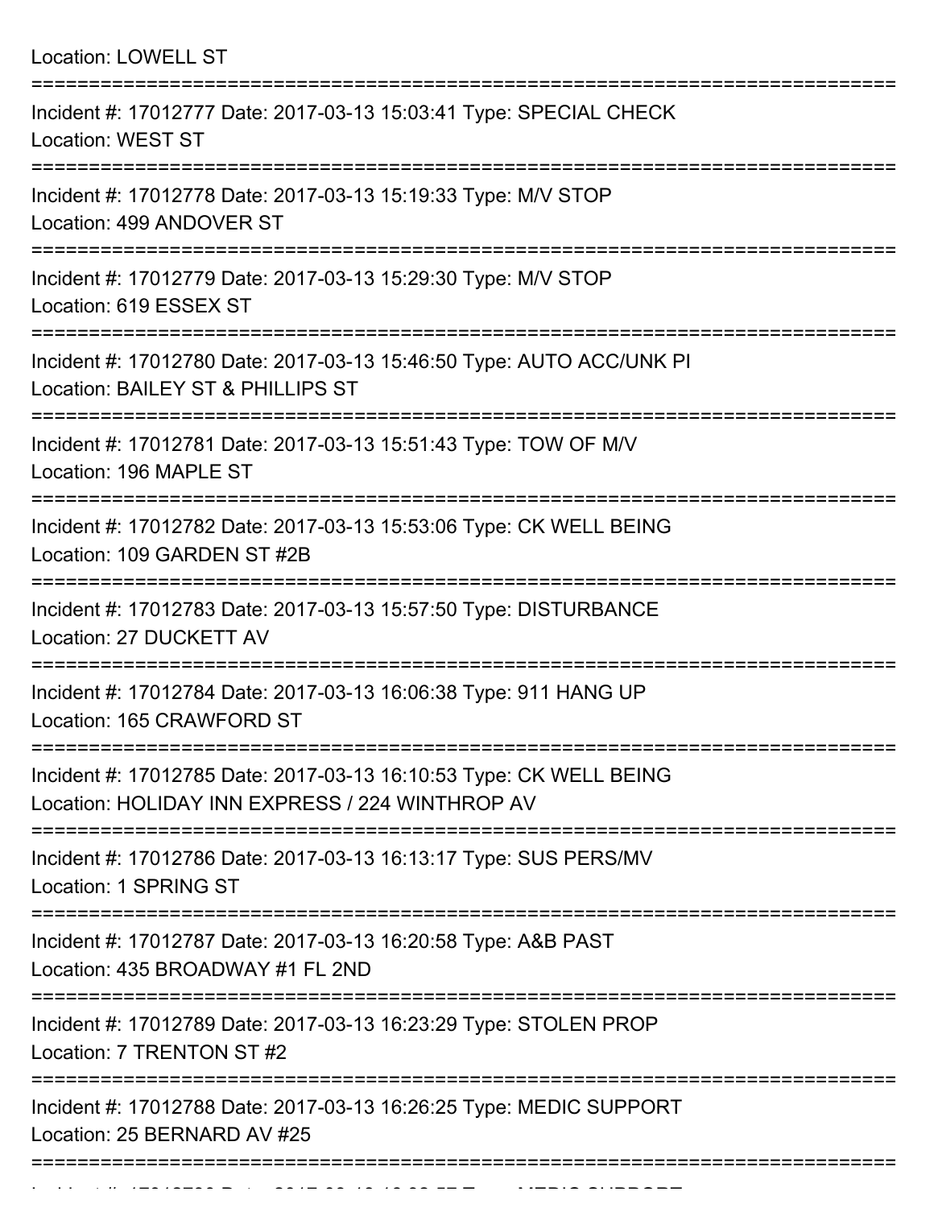Location: LOWELL ST

===========================================================================

Incident #: 17012777 Date: 2017-03-13 15:03:41 Type: SPECIAL CHECK
Location: WEST ST

===========================================================================

Incident #: 17012778 Date: 2017-03-13 15:19:33 Type: M/V STOP
Location: 499 ANDOVER ST

===========================================================================

Incident #: 17012779 Date: 2017-03-13 15:29:30 Type: M/V STOP
Location: 619 ESSEX ST

===========================================================================

Incident #: 17012780 Date: 2017-03-13 15:46:50 Type: AUTO ACC/UNK PI
Location: BAILEY ST & PHILLIPS ST

===========================================================================

Incident #: 17012781 Date: 2017-03-13 15:51:43 Type: TOW OF M/V
Location: 196 MAPLE ST

===========================================================================

Incident #: 17012782 Date: 2017-03-13 15:53:06 Type: CK WELL BEING
Location: 109 GARDEN ST #2B

===========================================================================

Incident #: 17012783 Date: 2017-03-13 15:57:50 Type: DISTURBANCE
Location: 27 DUCKETT AV

===========================================================================

Incident #: 17012784 Date: 2017-03-13 16:06:38 Type: 911 HANG UP
Location: 165 CRAWFORD ST

===========================================================================

Incident #: 17012785 Date: 2017-03-13 16:10:53 Type: CK WELL BEING
Location: HOLIDAY INN EXPRESS / 224 WINTHROP AV

===========================================================================

Incident #: 17012786 Date: 2017-03-13 16:13:17 Type: SUS PERS/MV
Location: 1 SPRING ST

===========================================================================

Incident #: 17012787 Date: 2017-03-13 16:20:58 Type: A&B PAST
Location: 435 BROADWAY #1 FL 2ND

===========================================================================

Incident #: 17012789 Date: 2017-03-13 16:23:29 Type: STOLEN PROP
Location: 7 TRENTON ST #2

===========================================================================

Incident #: 17012788 Date: 2017-03-13 16:26:25 Type: MEDIC SUPPORT
Location: 25 BERNARD AV #25

===========================================================================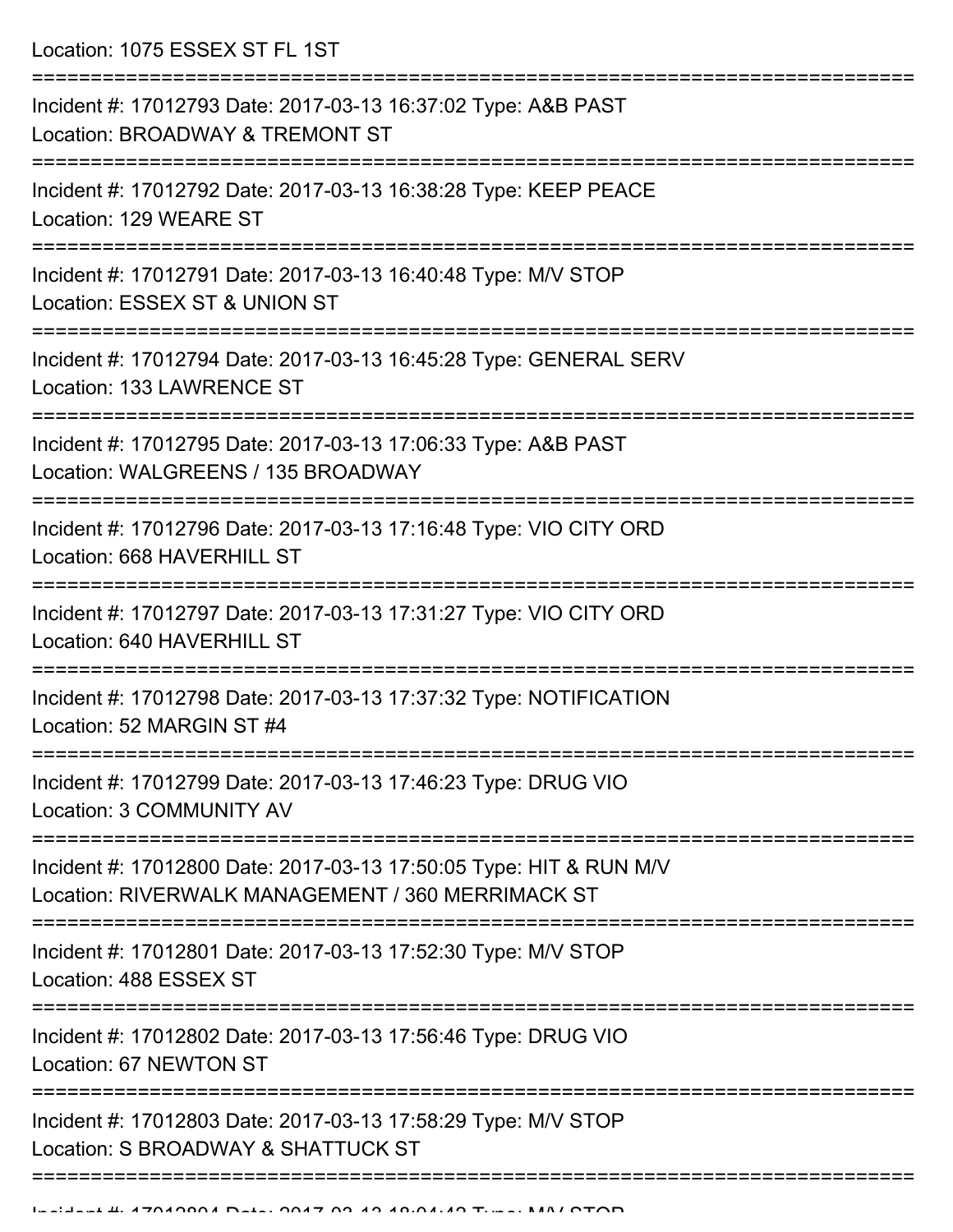Location: 1075 ESSEX ST FL 1ST

===========================================================================

Incident #: 17012793 Date: 2017-03-13 16:37:02 Type: A&B PAST
Location: BROADWAY & TREMONT ST

===========================================================================

Incident #: 17012792 Date: 2017-03-13 16:38:28 Type: KEEP PEACE
Location: 129 WEARE ST

===========================================================================

Incident #: 17012791 Date: 2017-03-13 16:40:48 Type: M/V STOP
Location: ESSEX ST & UNION ST

===========================================================================

Incident #: 17012794 Date: 2017-03-13 16:45:28 Type: GENERAL SERV
Location: 133 LAWRENCE ST

===========================================================================

Incident #: 17012795 Date: 2017-03-13 17:06:33 Type: A&B PAST
Location: WALGREENS / 135 BROADWAY

===========================================================================

Incident #: 17012796 Date: 2017-03-13 17:16:48 Type: VIO CITY ORD
Location: 668 HAVERHILL ST

===========================================================================

Incident #: 17012797 Date: 2017-03-13 17:31:27 Type: VIO CITY ORD
Location: 640 HAVERHILL ST

===========================================================================

Incident #: 17012798 Date: 2017-03-13 17:37:32 Type: NOTIFICATION
Location: 52 MARGIN ST #4

===========================================================================

Incident #: 17012799 Date: 2017-03-13 17:46:23 Type: DRUG VIO
Location: 3 COMMUNITY AV

===========================================================================

Incident #: 17012800 Date: 2017-03-13 17:50:05 Type: HIT & RUN M/V
Location: RIVERWALK MANAGEMENT / 360 MERRIMACK ST

===========================================================================

Incident #: 17012801 Date: 2017-03-13 17:52:30 Type: M/V STOP
Location: 488 ESSEX ST

===========================================================================

Incident #: 17012802 Date: 2017-03-13 17:56:46 Type: DRUG VIO
Location: 67 NEWTON ST

===========================================================================

Incident #: 17012803 Date: 2017-03-13 17:58:29 Type: M/V STOP
Location: S BROADWAY & SHATTUCK ST

===========================================================================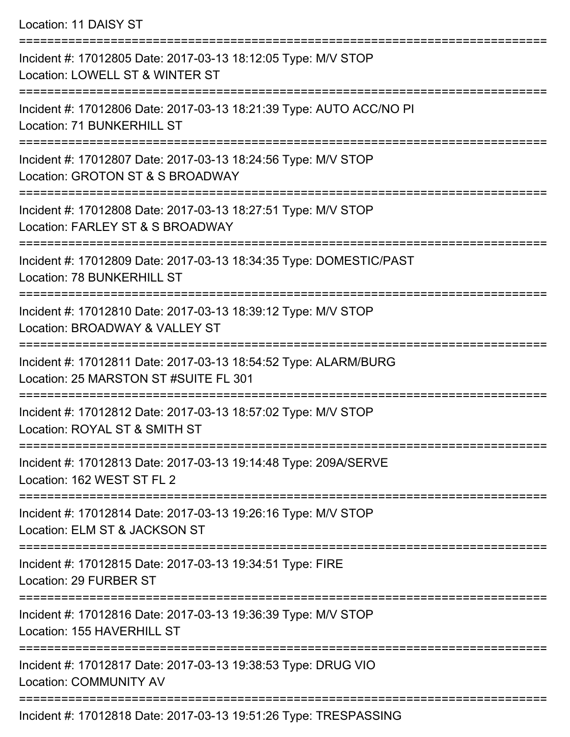Location: 11 DAISY ST

===========================================================================

Incident #: 17012805 Date: 2017-03-13 18:12:05 Type: M/V STOP
Location: LOWELL ST & WINTER ST

===========================================================================

Incident #: 17012806 Date: 2017-03-13 18:21:39 Type: AUTO ACC/NO PI
Location: 71 BUNKERHILL ST

===========================================================================

Incident #: 17012807 Date: 2017-03-13 18:24:56 Type: M/V STOP
Location: GROTON ST & S BROADWAY

===========================================================================

Incident #: 17012808 Date: 2017-03-13 18:27:51 Type: M/V STOP
Location: FARLEY ST & S BROADWAY

===========================================================================

Incident #: 17012809 Date: 2017-03-13 18:34:35 Type: DOMESTIC/PAST
Location: 78 BUNKERHILL ST

===========================================================================

Incident #: 17012810 Date: 2017-03-13 18:39:12 Type: M/V STOP
Location: BROADWAY & VALLEY ST

===========================================================================

Incident #: 17012811 Date: 2017-03-13 18:54:52 Type: ALARM/BURG
Location: 25 MARSTON ST #SUITE FL 301

===========================================================================

Incident #: 17012812 Date: 2017-03-13 18:57:02 Type: M/V STOP
Location: ROYAL ST & SMITH ST

===========================================================================

Incident #: 17012813 Date: 2017-03-13 19:14:48 Type: 209A/SERVE
Location: 162 WEST ST FL 2

===========================================================================

Incident #: 17012814 Date: 2017-03-13 19:26:16 Type: M/V STOP
Location: ELM ST & JACKSON ST

===========================================================================

Incident #: 17012815 Date: 2017-03-13 19:34:51 Type: FIRE
Location: 29 FURBER ST

===========================================================================

Incident #: 17012816 Date: 2017-03-13 19:36:39 Type: M/V STOP
Location: 155 HAVERHILL ST

===========================================================================

Incident #: 17012817 Date: 2017-03-13 19:38:53 Type: DRUG VIO
Location: COMMUNITY AV

===========================================================================

Incident #: 17012818 Date: 2017-03-13 19:51:26 Type: TRESPASSING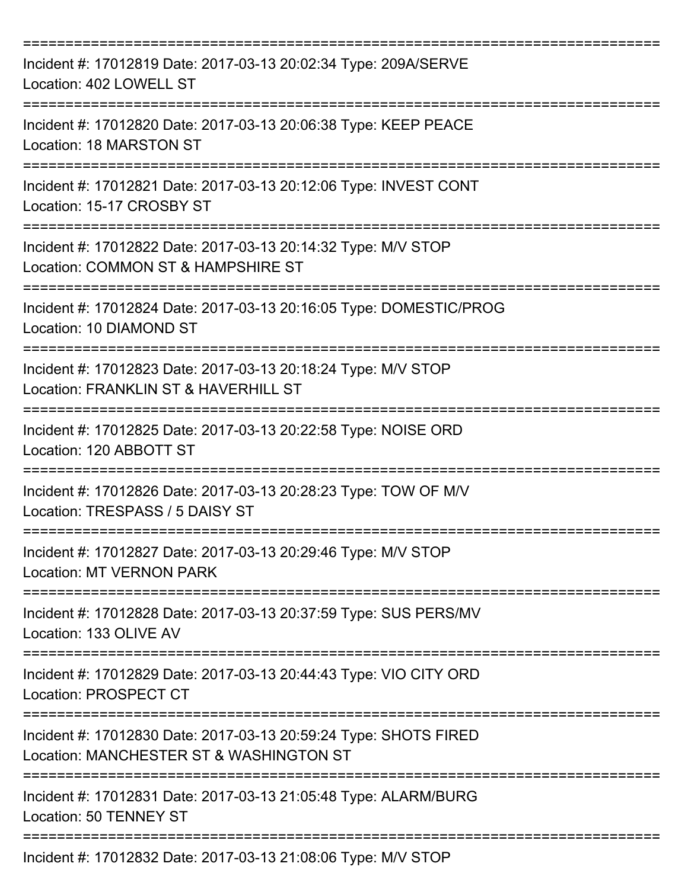===========================================================================

Incident #: 17012819 Date: 2017-03-13 20:02:34 Type: 209A/SERVE
Location: 402 LOWELL ST

===========================================================================

Incident #: 17012820 Date: 2017-03-13 20:06:38 Type: KEEP PEACE
Location: 18 MARSTON ST

===========================================================================

Incident #: 17012821 Date: 2017-03-13 20:12:06 Type: INVEST CONT
Location: 15-17 CROSBY ST

===========================================================================

Incident #: 17012822 Date: 2017-03-13 20:14:32 Type: M/V STOP
Location: COMMON ST & HAMPSHIRE ST

===========================================================================

Incident #: 17012824 Date: 2017-03-13 20:16:05 Type: DOMESTIC/PROG
Location: 10 DIAMOND ST

===========================================================================

Incident #: 17012823 Date: 2017-03-13 20:18:24 Type: M/V STOP
Location: FRANKLIN ST & HAVERHILL ST

===========================================================================

Incident #: 17012825 Date: 2017-03-13 20:22:58 Type: NOISE ORD
Location: 120 ABBOTT ST

===========================================================================

Incident #: 17012826 Date: 2017-03-13 20:28:23 Type: TOW OF M/V
Location: TRESPASS / 5 DAISY ST

===========================================================================

Incident #: 17012827 Date: 2017-03-13 20:29:46 Type: M/V STOP
Location: MT VERNON PARK

===========================================================================

Incident #: 17012828 Date: 2017-03-13 20:37:59 Type: SUS PERS/MV
Location: 133 OLIVE AV

===========================================================================

Incident #: 17012829 Date: 2017-03-13 20:44:43 Type: VIO CITY ORD
Location: PROSPECT CT

===========================================================================

Incident #: 17012830 Date: 2017-03-13 20:59:24 Type: SHOTS FIRED
Location: MANCHESTER ST & WASHINGTON ST

===========================================================================

Incident #: 17012831 Date: 2017-03-13 21:05:48 Type: ALARM/BURG
Location: 50 TENNEY ST

===========================================================================

Incident #: 17012832 Date: 2017-03-13 21:08:06 Type: M/V STOP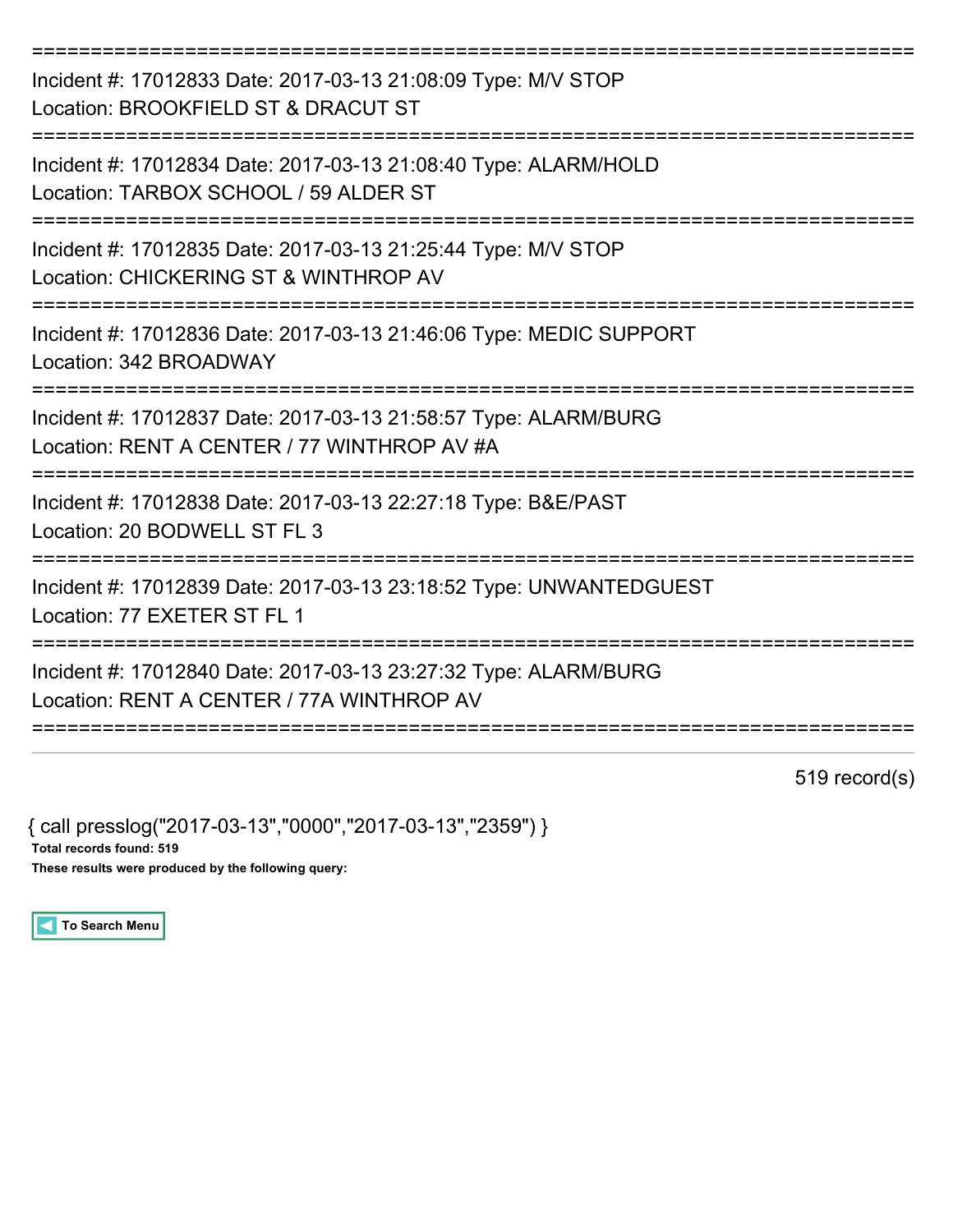===========================================================================

Incident #: 17012833 Date: 2017-03-13 21:08:09 Type: M/V STOP
Location: BROOKFIELD ST & DRACUT ST

===========================================================================

Incident #: 17012834 Date: 2017-03-13 21:08:40 Type: ALARM/HOLD
Location: TARBOX SCHOOL / 59 ALDER ST

===========================================================================

Incident #: 17012835 Date: 2017-03-13 21:25:44 Type: M/V STOP
Location: CHICKERING ST & WINTHROP AV

===========================================================================

Incident #: 17012836 Date: 2017-03-13 21:46:06 Type: MEDIC SUPPORT
Location: 342 BROADWAY

===========================================================================

Incident #: 17012837 Date: 2017-03-13 21:58:57 Type: ALARM/BURG
Location: RENT A CENTER / 77 WINTHROP AV #A

===========================================================================

Incident #: 17012838 Date: 2017-03-13 22:27:18 Type: B&E/PAST
Location: 20 BODWELL ST FL 3

===========================================================================

Incident #: 17012839 Date: 2017-03-13 23:18:52 Type: UNWANTEDGUEST
Location: 77 EXETER ST FL 1

===========================================================================

Incident #: 17012840 Date: 2017-03-13 23:27:32 Type: ALARM/BURG
Location: RENT A CENTER / 77A WINTHROP AV

===========================================================================

519 record(s)

{ call presslog("2017-03-13","0000","2017-03-13","2359") }

**Total records found: 519**

**These results were produced by the following query:**

To Search Menu